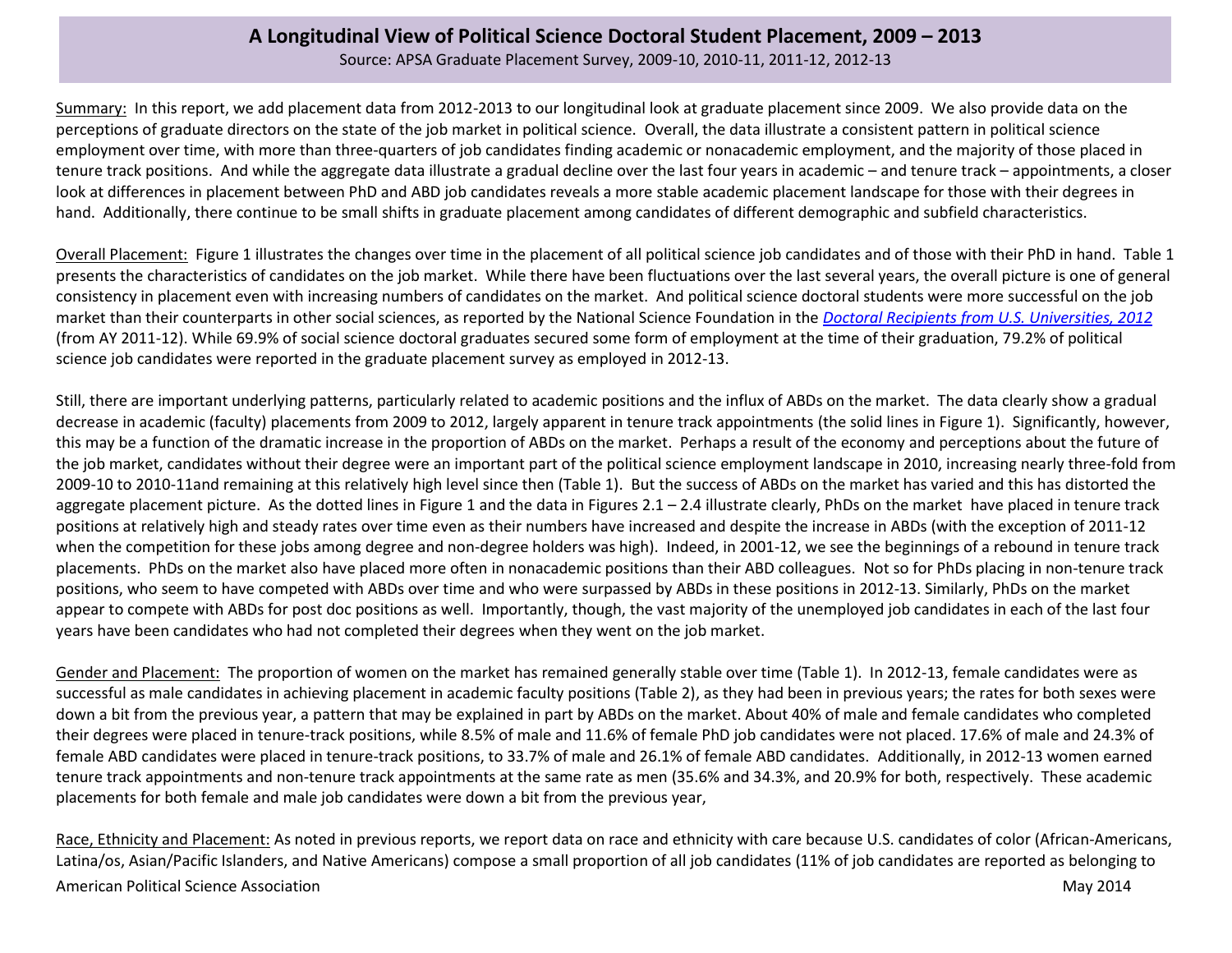# A Longitudinal View of Political Science Doctoral Student Placement, 2009 – 2013

Source: APSA Graduate Placement Survey, 2009-10, 2010-11, 2011-12, 2012-13

Summary: In this report, we add placement data from 2012-2013 to our longitudinal look at graduate placement since 2009. We also provide data on the perceptions of graduate directors on the state of the job market in political science. Overall, the data illustrate a consistent pattern in political science employment over time, with more than three-quarters of job candidates finding academic or nonacademic employment, and the majority of those placed in tenure track positions. And while the aggregate data illustrate a gradual decline over the last four years in academic – and tenure track – appointments, a closer look at differences in placement between PhD and ABD job candidates reveals a more stable academic placement landscape for those with their degrees in hand. Additionally, there continue to be small shifts in graduate placement among candidates of different demographic and subfield characteristics.

Overall Placement: Figure 1 illustrates the changes over time in the placement of all political science job candidates and of those with their PhD in hand. Table 1 presents the characteristics of candidates on the job market. While there have been fluctuations over the last several years, the overall picture is one of general consistency in placement even with increasing numbers of candidates on the market. And political science doctoral students were more successful on the job market than their counterparts in other social sciences, as reported by the National Science Foundation in the *Doctoral Recipients from U.S. Universities, 2012* (from AY 2011-12). While 69.9% of social science doctoral graduates secured some form of employment at the time of their graduation, 79.2% of political science job candidates were reported in the graduate placement survey as employed in 2012-13.

Still, there are important underlying patterns, particularly related to academic positions and the influx of ABDs on the market. The data clearly show a gradual decrease in academic (faculty) placements from 2009 to 2012, largely apparent in tenure track appointments (the solid lines in Figure 1). Significantly, however, this may be a function of the dramatic increase in the proportion of ABDs on the market. Perhaps a result of the economy and perceptions about the future of the job market, candidates without their degree were an important part of the political science employment landscape in 2010, increasing nearly three-fold from 2009-10 to 2010-11and remaining at this relatively high level since then (Table 1). But the success of ABDs on the market has varied and this has distorted the aggregate placement picture. As the dotted lines in Figure 1 and the data in Figures 2.1 – 2.4 illustrate clearly, PhDs on the market have placed in tenure track positions at relatively high and steady rates over time even as their numbers have increased and despite the increase in ABDs (with the exception of 2011-12 when the competition for these jobs among degree and non-degree holders was high). Indeed, in 2001-12, we see the beginnings of a rebound in tenure track placements. PhDs on the market also have placed more often in nonacademic positions than their ABD colleagues. Not so for PhDs placing in non-tenure track positions, who seem to have competed with ABDs over time and who were surpassed by ABDs in these positions in 2012-13. Similarly, PhDs on the market appear to compete with ABDs for post doc positions as well. Importantly, though, the vast majority of the unemployed job candidates in each of the last four years have been candidates who had not completed their degrees when they went on the job market.

Gender and Placement: The proportion of women on the market has remained generally stable over time (Table 1). In 2012-13, female candidates were as successful as male candidates in achieving placement in academic faculty positions (Table 2), as they had been in previous years; the rates for both sexes were down a bit from the previous year, a pattern that may be explained in part by ABDs on the market. About 40% of male and female candidates who completed their degrees were placed in tenure-track positions, while 8.5% of male and 11.6% of female PhD job candidates were not placed. 17.6% of male and 24.3% of female ABD candidates were placed in tenure-track positions, to 33.7% of male and 26.1% of female ABD candidates. Additionally, in 2012-13 women earned tenure track appointments and non-tenure track appointments at the same rate as men (35.6% and 34.3%, and 20.9% for both, respectively. These academic placements for both female and male job candidates were down a bit from the previous year,

Race, Ethnicity and Placement: As noted in previous reports, we report data on race and ethnicity with care because U.S. candidates of color (African-Americans, Latina/os, Asian/Pacific Islanders, and Native Americans) compose a small proportion of all job candidates (11% of job candidates are reported as belonging to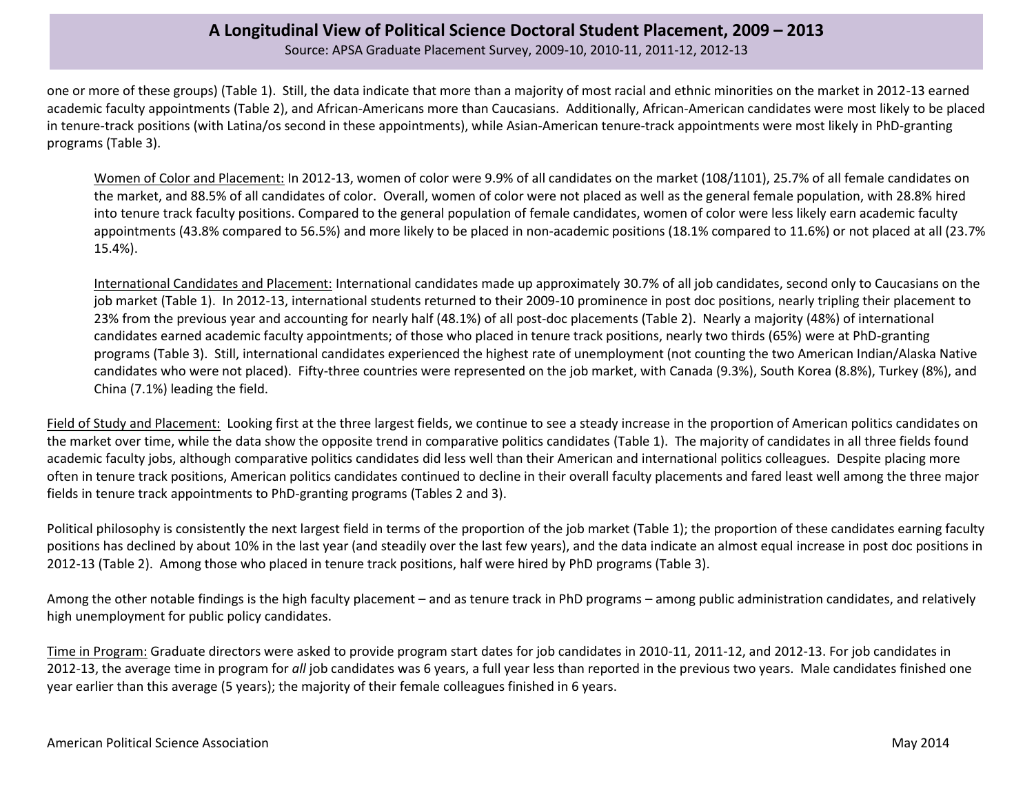one or more of these groups) (Table 1). Still, the data indicate that more than a majority of most racial and ethnic minorities on the market in 2012-13 earned academic faculty appointments (Table 2), and African-Americans more than Caucasians. Additionally, African-American candidates were most likely to be placed in tenure-track positions (with Latina/os second in these appointments), while Asian-American tenure-track appointments were most likely in PhD-granting programs (Table 3).

Women of Color and Placement: In 2012-13, women of color were 9.9% of all candidates on the market (108/1101), 25.7% of all female candidates on the market, and 88.5% of all candidates of color. Overall, women of color were not placed as well as the general female population, with 28.8% hired into tenure track faculty positions. Compared to the general population of female candidates, women of color were less likely earn academic faculty appointments (43.8% compared to 56.5%) and more likely to be placed in non-academic positions (18.1% compared to 11.6%) or not placed at all (23.7% 15.4%).

International Candidates and Placement: International candidates made up approximately 30.7% of all job candidates, second only to Caucasians on the job market (Table 1). In 2012-13, international students returned to their 2009-10 prominence in post doc positions, nearly tripling their placement to 23% from the previous year and accounting for nearly half (48.1%) of all post-doc placements (Table 2). Nearly a majority (48%) of international candidates earned academic faculty appointments; of those who placed in tenure track positions, nearly two thirds (65%) were at PhD-granting programs (Table 3). Still, international candidates experienced the highest rate of unemployment (not counting the two American Indian/Alaska Native candidates who were not placed). Fifty-three countries were represented on the job market, with Canada (9.3%), South Korea (8.8%), Turkey (8%), and China (7.1%) leading the field.

Field of Study and Placement: Looking first at the three largest fields, we continue to see a steady increase in the proportion of American politics candidates on the market over time, while the data show the opposite trend in comparative politics candidates (Table 1). The majority of candidates in all three fields found academic faculty jobs, although comparative politics candidates did less well than their American and international politics colleagues. Despite placing more often in tenure track positions, American politics candidates continued to decline in their overall faculty placements and fared least well among the three major fields in tenure track appointments to PhD-granting programs (Tables 2 and 3).

Political philosophy is consistently the next largest field in terms of the proportion of the job market (Table 1); the proportion of these candidates earning faculty positions has declined by about 10% in the last year (and steadily over the last few years), and the data indicate an almost equal increase in post doc positions in 2012-13 (Table 2). Among those who placed in tenure track positions, half were hired by PhD programs (Table 3).

Among the other notable findings is the high faculty placement – and as tenure track in PhD programs – among public administration candidates, and relatively high unemployment for public policy candidates.

Time in Program: Graduate directors were asked to provide program start dates for job candidates in 2010-11, 2011-12, and 2012-13. For job candidates in 2012-13, the average time in program for *all* job candidates was 6 years, a full year less than reported in the previous two years. Male candidates finished one year earlier than this average (5 years); the majority of their female colleagues finished in 6 years.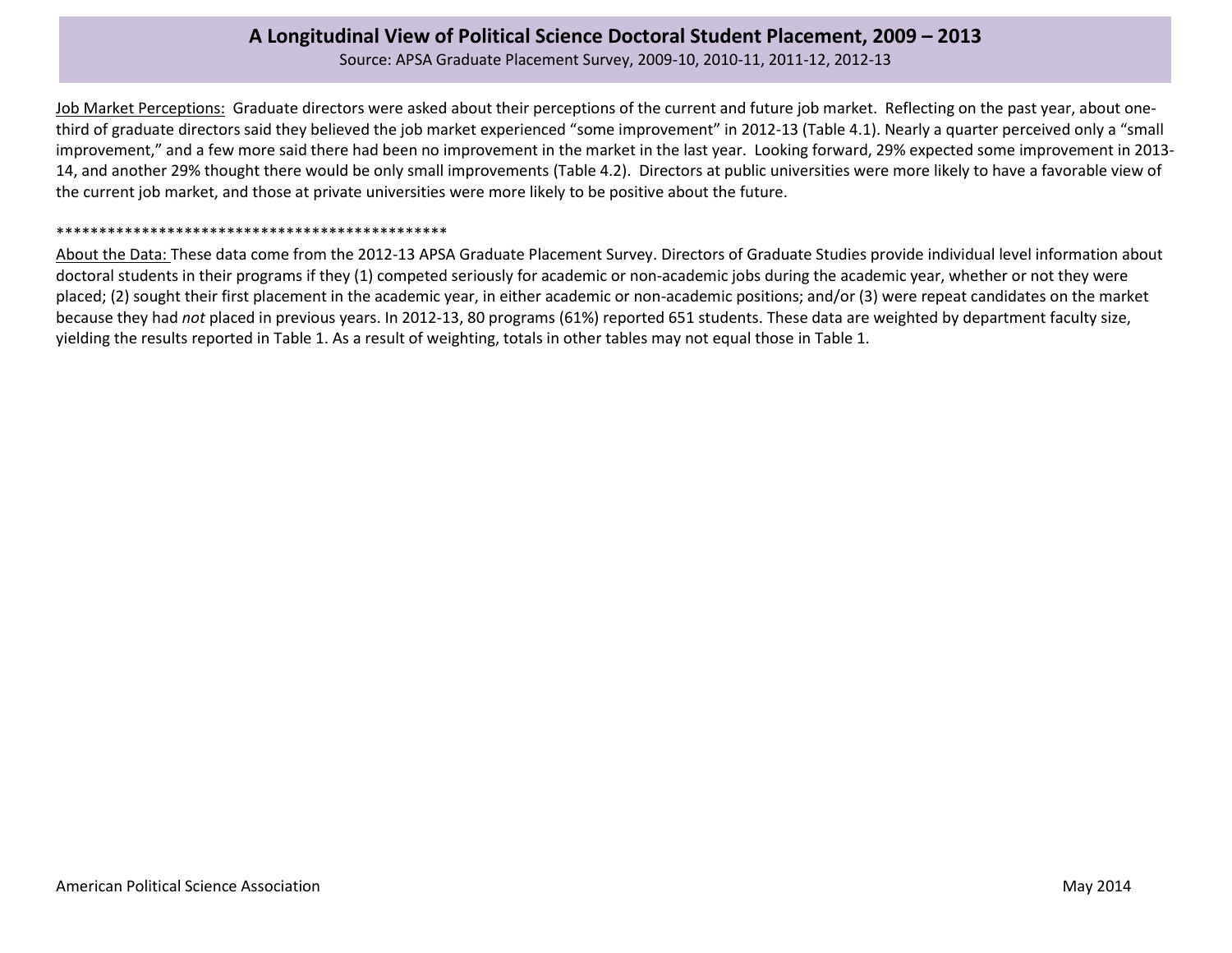Job Market Perceptions: Graduate directors were asked about their perceptions of the current and future job market. Reflecting on the past year, about one-third of graduate directors said they believed the job market experienced "some improvement" in 2012-13 (Table 4.1). Nearly a quarter perceived only a "small improvement," and a few more said there had been no improvement in the market in the last year. Looking forward, 29% expected some improvement in 2013-14, and another 29% thought there would be only small improvements (Table 4.2). Directors at public universities were more likely to have a favorable view of the current job market, and those at private universities were more likely to be positive about the future.

************************************************

About the Data: These data come from the 2012-13 APSA Graduate Placement Survey. Directors of Graduate Studies provide individual level information about doctoral students in their programs if they (1) competed seriously for academic or non-academic jobs during the academic year, whether or not they were placed; (2) sought their first placement in the academic year, in either academic or non-academic positions; and/or (3) were repeat candidates on the market because they had *not* placed in previous years. In 2012-13, 80 programs (61%) reported 651 students. These data are weighted by department faculty size, yielding the results reported in Table 1. As a result of weighting, totals in other tables may not equal those in Table 1.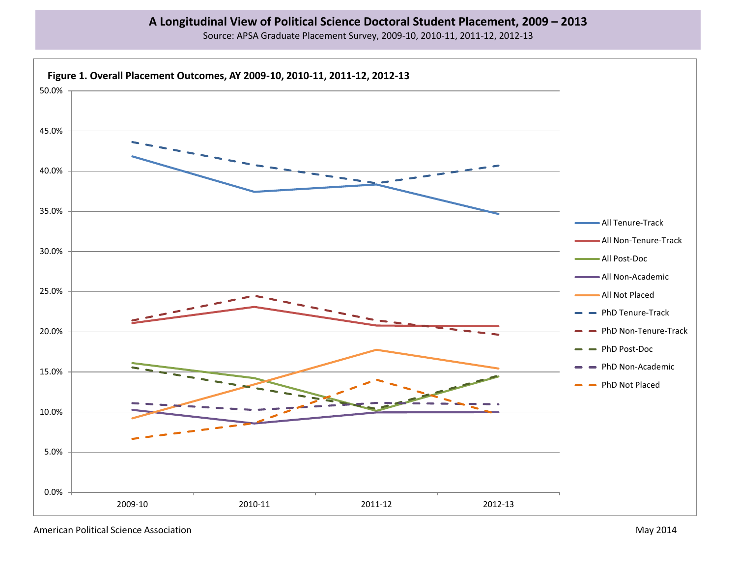# A Longitudinal View of Political Science Doctoral Student Placement, 2009 – 2013

Source: APSA Graduate Placement Survey, 2009-10, 2010-11, 2011-12, 2012-13

**Figure 1. Overall Placement Outcomes, AY 2009-10, 2010-11, 2011-12, 2012-13**

American Political Science Association

May 2014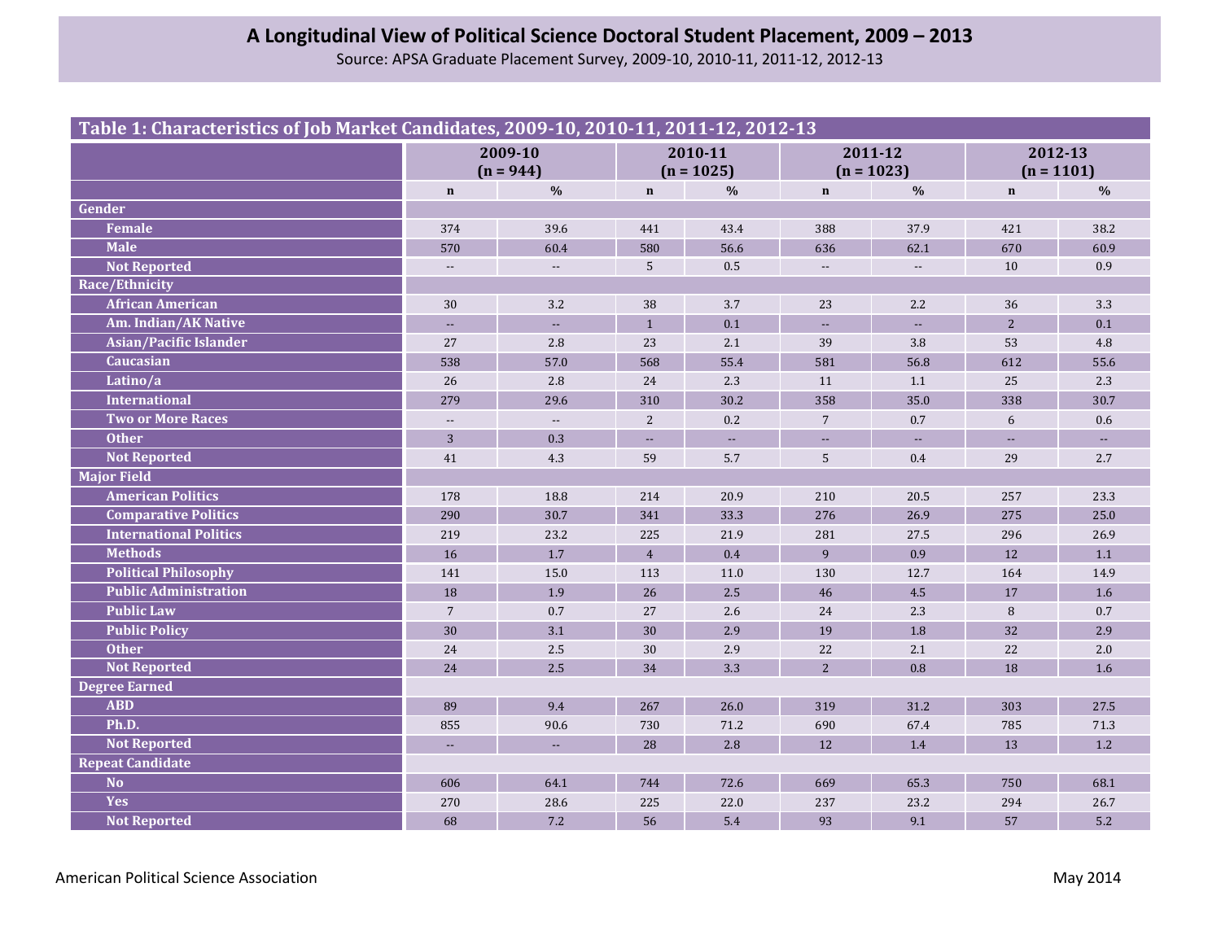# A Longitudinal View of Political Science Doctoral Student Placement, 2009 – 2013

Source: APSA Graduate Placement Survey, 2009-10, 2010-11, 2011-12, 2012-13

**Table 1: Characteristics of Job Market Candidates, 2009-10, 2010-11, 2011-12, 2012-13**

| | 2009-10 (n = 944) | | 2010-11 (n = 1025) | | 2011-12 (n = 1023) | | 2012-13 (n = 1101) | |
|---|---|---|---|---|---|---|---|---|
| | n | % | n | % | n | % | n | % |
| **Gender** | | | | | | | | |
| Female | 374 | 39.6 | 441 | 43.4 | 388 | 37.9 | 421 | 38.2 |
| Male | 570 | 60.4 | 580 | 56.6 | 636 | 62.1 | 670 | 60.9 |
| Not Reported | -- | -- | 5 | 0.5 | -- | -- | 10 | 0.9 |
| **Race/Ethnicity** | | | | | | | | |
| African American | 30 | 3.2 | 38 | 3.7 | 23 | 2.2 | 36 | 3.3 |
| Am. Indian/AK Native | -- | -- | 1 | 0.1 | -- | -- | 2 | 0.1 |
| Asian/Pacific Islander | 27 | 2.8 | 23 | 2.1 | 39 | 3.8 | 53 | 4.8 |
| Caucasian | 538 | 57.0 | 568 | 55.4 | 581 | 56.8 | 612 | 55.6 |
| Latino/a | 26 | 2.8 | 24 | 2.3 | 11 | 1.1 | 25 | 2.3 |
| International | 279 | 29.6 | 310 | 30.2 | 358 | 35.0 | 338 | 30.7 |
| Two or More Races | -- | -- | 2 | 0.2 | 7 | 0.7 | 6 | 0.6 |
| Other | 3 | 0.3 | -- | -- | -- | -- | -- | -- |
| Not Reported | 41 | 4.3 | 59 | 5.7 | 5 | 0.4 | 29 | 2.7 |
| **Major Field** | | | | | | | | |
| American Politics | 178 | 18.8 | 214 | 20.9 | 210 | 20.5 | 257 | 23.3 |
| Comparative Politics | 290 | 30.7 | 341 | 33.3 | 276 | 26.9 | 275 | 25.0 |
| International Politics | 219 | 23.2 | 225 | 21.9 | 281 | 27.5 | 296 | 26.9 |
| Methods | 16 | 1.7 | 4 | 0.4 | 9 | 0.9 | 12 | 1.1 |
| Political Philosophy | 141 | 15.0 | 113 | 11.0 | 130 | 12.7 | 164 | 14.9 |
| Public Administration | 18 | 1.9 | 26 | 2.5 | 46 | 4.5 | 17 | 1.6 |
| Public Law | 7 | 0.7 | 27 | 2.6 | 24 | 2.3 | 8 | 0.7 |
| Public Policy | 30 | 3.1 | 30 | 2.9 | 19 | 1.8 | 32 | 2.9 |
| Other | 24 | 2.5 | 30 | 2.9 | 22 | 2.1 | 22 | 2.0 |
| Not Reported | 24 | 2.5 | 34 | 3.3 | 2 | 0.8 | 18 | 1.6 |
| **Degree Earned** | | | | | | | | |
| ABD | 89 | 9.4 | 267 | 26.0 | 319 | 31.2 | 303 | 27.5 |
| Ph.D. | 855 | 90.6 | 730 | 71.2 | 690 | 67.4 | 785 | 71.3 |
| Not Reported | -- | -- | 28 | 2.8 | 12 | 1.4 | 13 | 1.2 |
| **Repeat Candidate** | | | | | | | | |
| No | 606 | 64.1 | 744 | 72.6 | 669 | 65.3 | 750 | 68.1 |
| Yes | 270 | 28.6 | 225 | 22.0 | 237 | 23.2 | 294 | 26.7 |
| Not Reported | 68 | 7.2 | 56 | 5.4 | 93 | 9.1 | 57 | 5.2 |

American Political Science Association — May 2014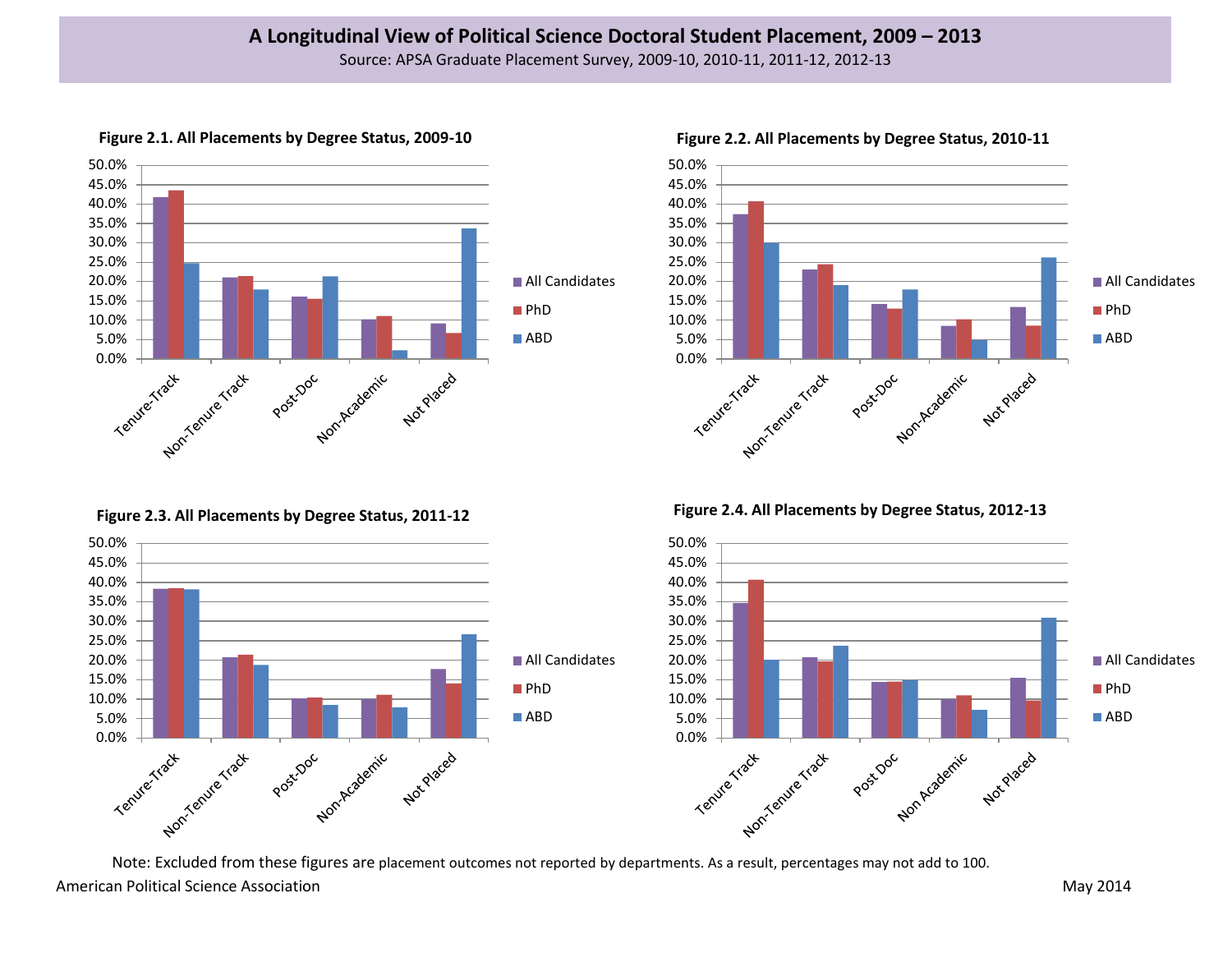# A Longitudinal View of Political Science Doctoral Student Placement, 2009 – 2013

Source: APSA Graduate Placement Survey, 2009-10, 2010-11, 2011-12, 2012-13

**Figure 2.1. All Placements by Degree Status, 2009-10**

**Figure 2.2. All Placements by Degree Status, 2010-11**

**Figure 2.3. All Placements by Degree Status, 2011-12**

**Figure 2.4. All Placements by Degree Status, 2012-13**

Note: Excluded from these figures are placement outcomes not reported by departments. As a result, percentages may not add to 100.

American Political Science Association

May 2014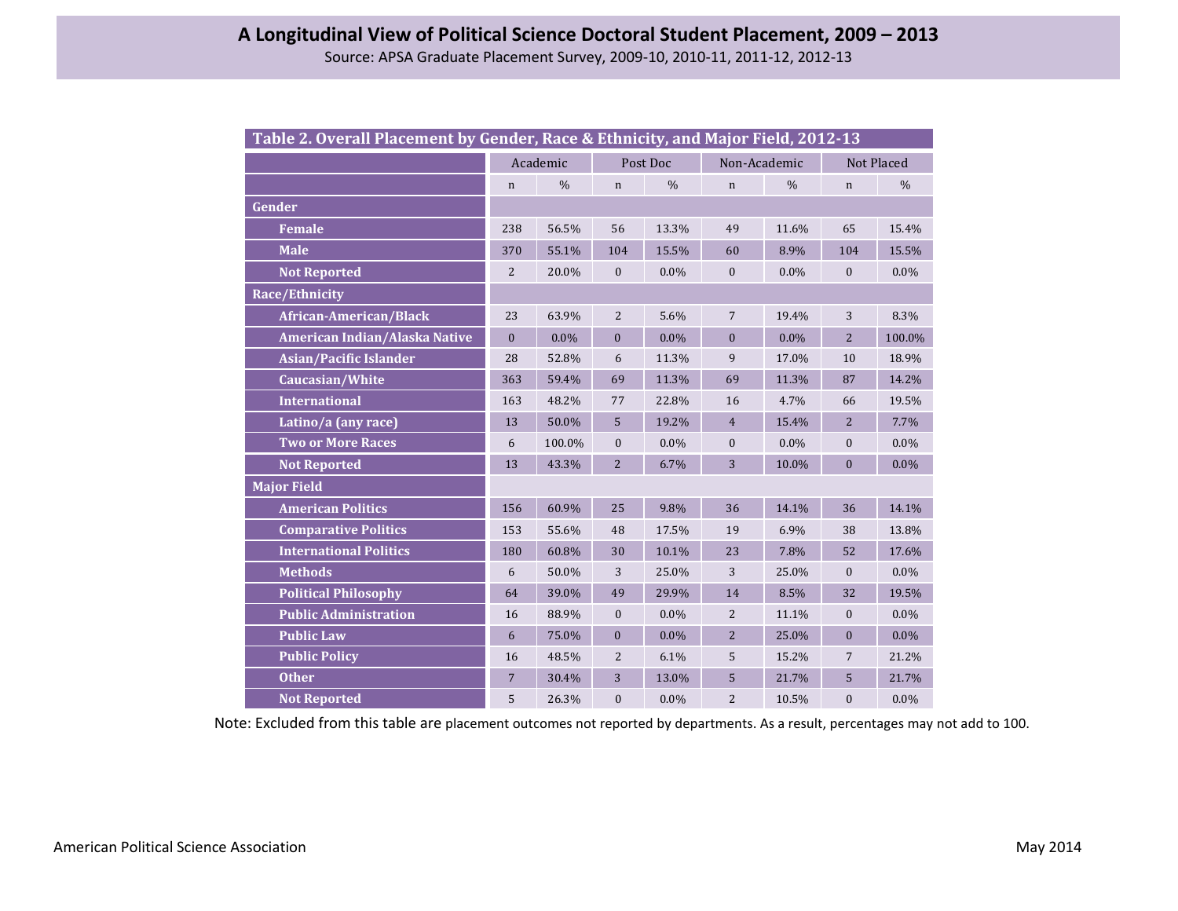# A Longitudinal View of Political Science Doctoral Student Placement, 2009 – 2013

Source: APSA Graduate Placement Survey, 2009-10, 2010-11, 2011-12, 2012-13

**Table 2. Overall Placement by Gender, Race & Ethnicity, and Major Field, 2012-13**

| | Academic | | Post Doc | | Non-Academic | | Not Placed | |
|---|---|---|---|---|---|---|---|---|
| | n | % | n | % | n | % | n | % |
| **Gender** | | | | | | | | |
| **Female** | 238 | 56.5% | 56 | 13.3% | 49 | 11.6% | 65 | 15.4% |
| **Male** | 370 | 55.1% | 104 | 15.5% | 60 | 8.9% | 104 | 15.5% |
| **Not Reported** | 2 | 20.0% | 0 | 0.0% | 0 | 0.0% | 0 | 0.0% |
| **Race/Ethnicity** | | | | | | | | |
| **African-American/Black** | 23 | 63.9% | 2 | 5.6% | 7 | 19.4% | 3 | 8.3% |
| **American Indian/Alaska Native** | 0 | 0.0% | 0 | 0.0% | 0 | 0.0% | 2 | 100.0% |
| **Asian/Pacific Islander** | 28 | 52.8% | 6 | 11.3% | 9 | 17.0% | 10 | 18.9% |
| **Caucasian/White** | 363 | 59.4% | 69 | 11.3% | 69 | 11.3% | 87 | 14.2% |
| **International** | 163 | 48.2% | 77 | 22.8% | 16 | 4.7% | 66 | 19.5% |
| **Latino/a (any race)** | 13 | 50.0% | 5 | 19.2% | 4 | 15.4% | 2 | 7.7% |
| **Two or More Races** | 6 | 100.0% | 0 | 0.0% | 0 | 0.0% | 0 | 0.0% |
| **Not Reported** | 13 | 43.3% | 2 | 6.7% | 3 | 10.0% | 0 | 0.0% |
| **Major Field** | | | | | | | | |
| **American Politics** | 156 | 60.9% | 25 | 9.8% | 36 | 14.1% | 36 | 14.1% |
| **Comparative Politics** | 153 | 55.6% | 48 | 17.5% | 19 | 6.9% | 38 | 13.8% |
| **International Politics** | 180 | 60.8% | 30 | 10.1% | 23 | 7.8% | 52 | 17.6% |
| **Methods** | 6 | 50.0% | 3 | 25.0% | 3 | 25.0% | 0 | 0.0% |
| **Political Philosophy** | 64 | 39.0% | 49 | 29.9% | 14 | 8.5% | 32 | 19.5% |
| **Public Administration** | 16 | 88.9% | 0 | 0.0% | 2 | 11.1% | 0 | 0.0% |
| **Public Law** | 6 | 75.0% | 0 | 0.0% | 2 | 25.0% | 0 | 0.0% |
| **Public Policy** | 16 | 48.5% | 2 | 6.1% | 5 | 15.2% | 7 | 21.2% |
| **Other** | 7 | 30.4% | 3 | 13.0% | 5 | 21.7% | 5 | 21.7% |
| **Not Reported** | 5 | 26.3% | 0 | 0.0% | 2 | 10.5% | 0 | 0.0% |

Note: Excluded from this table are placement outcomes not reported by departments. As a result, percentages may not add to 100.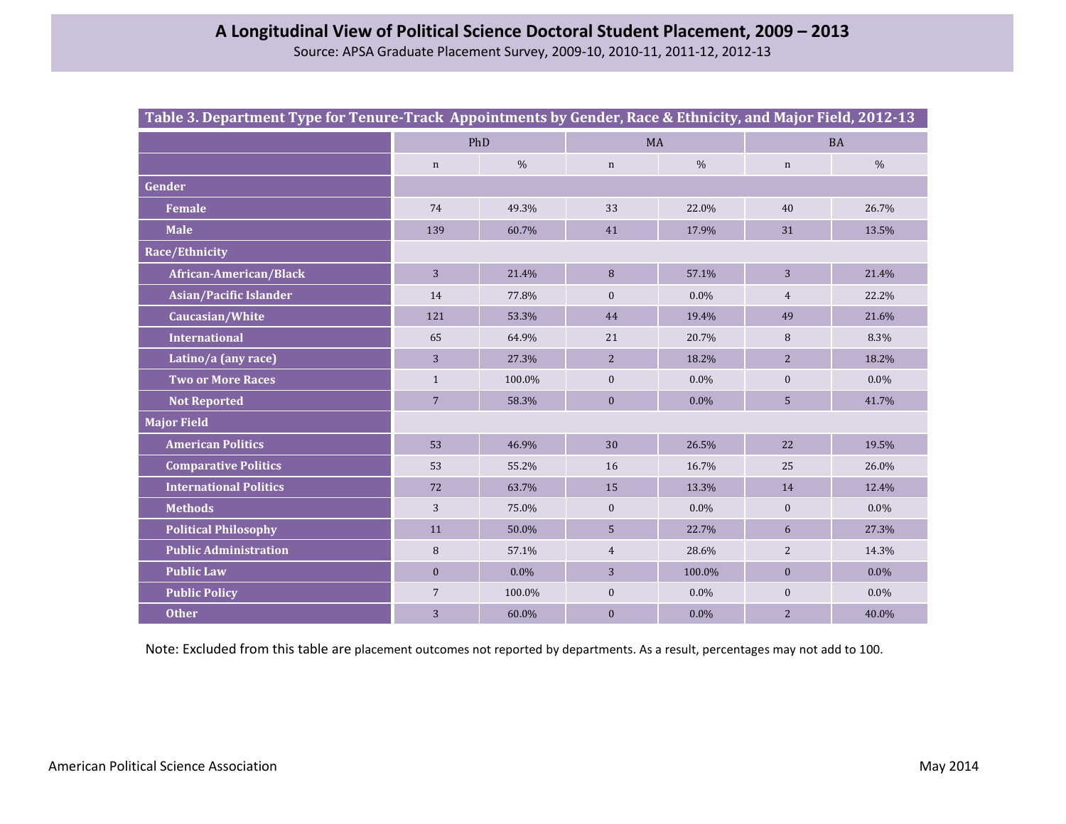# A Longitudinal View of Political Science Doctoral Student Placement, 2009 – 2013

Source: APSA Graduate Placement Survey, 2009-10, 2010-11, 2011-12, 2012-13

**Table 3. Department Type for Tenure-Track Appointments by Gender, Race & Ethnicity, and Major Field, 2012-13**

| | PhD | | MA | | BA | |
|---|---|---|---|---|---|---|
| | n | % | n | % | n | % |
| **Gender** | | | | | | |
| Female | 74 | 49.3% | 33 | 22.0% | 40 | 26.7% |
| Male | 139 | 60.7% | 41 | 17.9% | 31 | 13.5% |
| **Race/Ethnicity** | | | | | | |
| African-American/Black | 3 | 21.4% | 8 | 57.1% | 3 | 21.4% |
| Asian/Pacific Islander | 14 | 77.8% | 0 | 0.0% | 4 | 22.2% |
| Caucasian/White | 121 | 53.3% | 44 | 19.4% | 49 | 21.6% |
| International | 65 | 64.9% | 21 | 20.7% | 8 | 8.3% |
| Latino/a (any race) | 3 | 27.3% | 2 | 18.2% | 2 | 18.2% |
| Two or More Races | 1 | 100.0% | 0 | 0.0% | 0 | 0.0% |
| Not Reported | 7 | 58.3% | 0 | 0.0% | 5 | 41.7% |
| **Major Field** | | | | | | |
| American Politics | 53 | 46.9% | 30 | 26.5% | 22 | 19.5% |
| Comparative Politics | 53 | 55.2% | 16 | 16.7% | 25 | 26.0% |
| International Politics | 72 | 63.7% | 15 | 13.3% | 14 | 12.4% |
| Methods | 3 | 75.0% | 0 | 0.0% | 0 | 0.0% |
| Political Philosophy | 11 | 50.0% | 5 | 22.7% | 6 | 27.3% |
| Public Administration | 8 | 57.1% | 4 | 28.6% | 2 | 14.3% |
| Public Law | 0 | 0.0% | 3 | 100.0% | 0 | 0.0% |
| Public Policy | 7 | 100.0% | 0 | 0.0% | 0 | 0.0% |
| Other | 3 | 60.0% | 0 | 0.0% | 2 | 40.0% |

Note: Excluded from this table are placement outcomes not reported by departments. As a result, percentages may not add to 100.

American Political Science Association

May 2014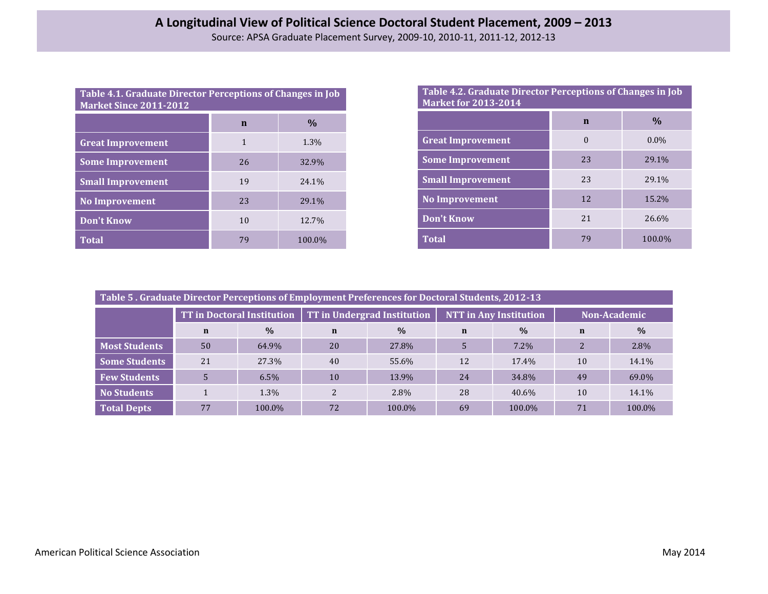# A Longitudinal View of Political Science Doctoral Student Placement, 2009 – 2013

Source: APSA Graduate Placement Survey, 2009-10, 2010-11, 2011-12, 2012-13

**Table 4.1. Graduate Director Perceptions of Changes in Job Market Since 2011-2012**

| | n | % |
|---|---|---|
| Great Improvement | 1 | 1.3% |
| Some Improvement | 26 | 32.9% |
| Small Improvement | 19 | 24.1% |
| No Improvement | 23 | 29.1% |
| Don't Know | 10 | 12.7% |
| Total | 79 | 100.0% |

**Table 4.2. Graduate Director Perceptions of Changes in Job Market for 2013-2014**

| | n | % |
|---|---|---|
| Great Improvement | 0 | 0.0% |
| Some Improvement | 23 | 29.1% |
| Small Improvement | 23 | 29.1% |
| No Improvement | 12 | 15.2% |
| Don't Know | 21 | 26.6% |
| Total | 79 | 100.0% |

**Table 5 . Graduate Director Perceptions of Employment Preferences for Doctoral Students, 2012-13**

| | TT in Doctoral Institution | | TT in Undergrad Institution | | NTT in Any Institution | | Non-Academic | |
|---|---|---|---|---|---|---|---|---|
| | n | % | n | % | n | % | n | % |
| Most Students | 50 | 64.9% | 20 | 27.8% | 5 | 7.2% | 2 | 2.8% |
| Some Students | 21 | 27.3% | 40 | 55.6% | 12 | 17.4% | 10 | 14.1% |
| Few Students | 5 | 6.5% | 10 | 13.9% | 24 | 34.8% | 49 | 69.0% |
| No Students | 1 | 1.3% | 2 | 2.8% | 28 | 40.6% | 10 | 14.1% |
| Total Depts | 77 | 100.0% | 72 | 100.0% | 69 | 100.0% | 71 | 100.0% |

American Political Science Association

May 2014